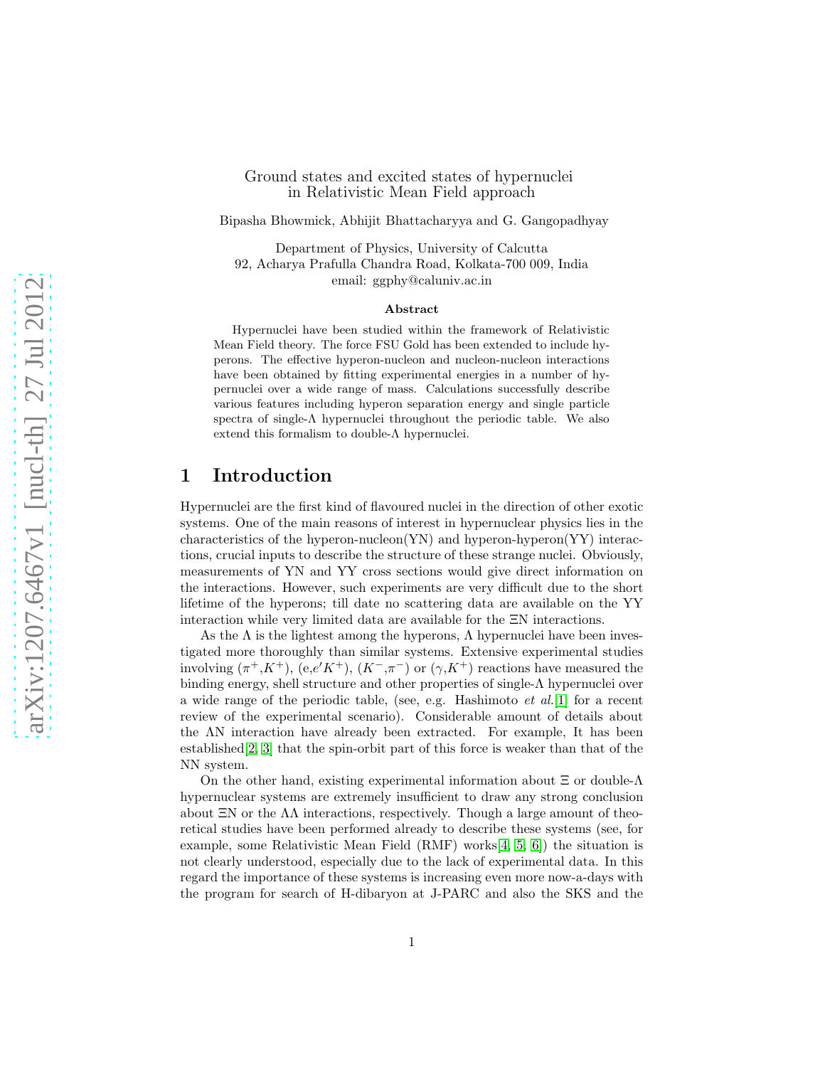# Ground states and excited states of hypernuclei in Relativistic Mean Field approach

Bipasha Bhowmick, Abhijit Bhattacharyya and G. Gangopadhyay

Department of Physics, University of Calcutta
92, Acharya Prafulla Chandra Road, Kolkata-700 009, India
email: ggphy@caluniv.ac.in

### Abstract

Hypernuclei have been studied within the framework of Relativistic Mean Field theory. The force FSU Gold has been extended to include hyperons. The effective hyperon-nucleon and nucleon-nucleon interactions have been obtained by fitting experimental energies in a number of hypernuclei over a wide range of mass. Calculations successfully describe various features including hyperon separation energy and single particle spectra of single-$\Lambda$ hypernuclei throughout the periodic table. We also extend this formalism to double-$\Lambda$ hypernuclei.

## 1 Introduction

Hypernuclei are the first kind of flavoured nuclei in the direction of other exotic systems. One of the main reasons of interest in hypernuclear physics lies in the characteristics of the hyperon-nucleon(YN) and hyperon-hyperon(YY) interactions, crucial inputs to describe the structure of these strange nuclei. Obviously, measurements of YN and YY cross sections would give direct information on the interactions. However, such experiments are very difficult due to the short lifetime of the hyperons; till date no scattering data are available on the YY interaction while very limited data are available for the $\Xi$N interactions.

As the $\Lambda$ is the lightest among the hyperons, $\Lambda$ hypernuclei have been investigated more thoroughly than similar systems. Extensive experimental studies involving ($\pi^+$,$K^+$), (e,e$'K^+$), ($K^-$,$\pi^-$) or ($\gamma$,$K^+$) reactions have measured the binding energy, shell structure and other properties of single-$\Lambda$ hypernuclei over a wide range of the periodic table, (see, e.g. Hashimoto *et al.*[1] for a recent review of the experimental scenario). Considerable amount of details about the $\Lambda$N interaction have already been extracted. For example, It has been established[2, 3] that the spin-orbit part of this force is weaker than that of the NN system.

On the other hand, existing experimental information about $\Xi$ or double-$\Lambda$ hypernuclear systems are extremely insufficient to draw any strong conclusion about $\Xi$N or the $\Lambda\Lambda$ interactions, respectively. Though a large amount of theoretical studies have been performed already to describe these systems (see, for example, some Relativistic Mean Field (RMF) works[4, 5, 6]) the situation is not clearly understood, especially due to the lack of experimental data. In this regard the importance of these systems is increasing even more now-a-days with the program for search of H-dibaryon at J-PARC and also the SKS and the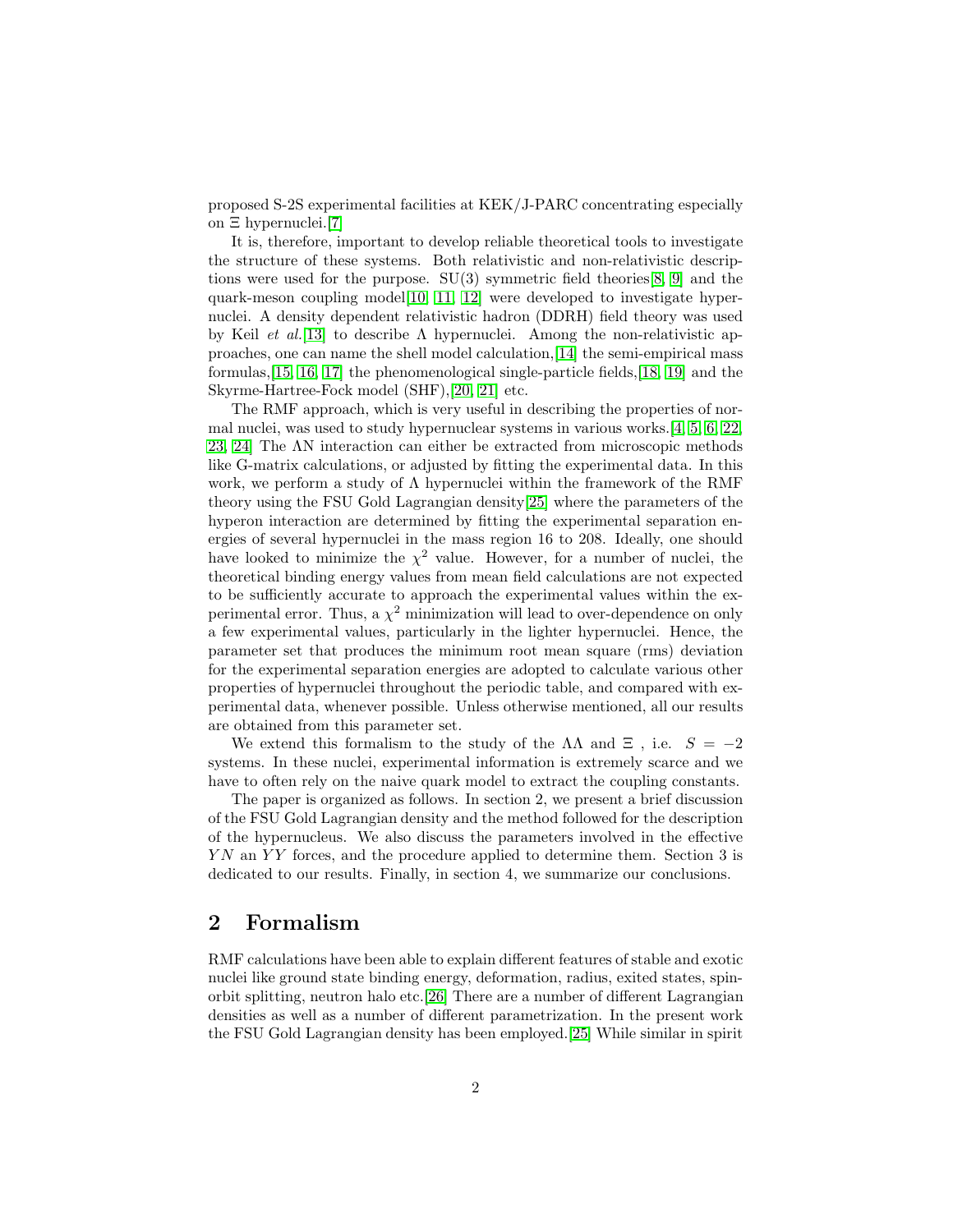proposed S-2S experimental facilities at KEK/J-PARC concentrating especially on Ξ hypernuclei.[7]

It is, therefore, important to develop reliable theoretical tools to investigate the structure of these systems. Both relativistic and non-relativistic descriptions were used for the purpose. SU(3) symmetric field theories[8, 9] and the quark-meson coupling model[10, 11, 12] were developed to investigate hypernuclei. A density dependent relativistic hadron (DDRH) field theory was used by Keil *et al.*[13] to describe Λ hypernuclei. Among the non-relativistic approaches, one can name the shell model calculation,[14] the semi-empirical mass formulas,[15, 16, 17] the phenomenological single-particle fields,[18, 19] and the Skyrme-Hartree-Fock model (SHF),[20, 21] etc.

The RMF approach, which is very useful in describing the properties of normal nuclei, was used to study hypernuclear systems in various works.[4, 5, 6, 22, 23, 24] The ΛN interaction can either be extracted from microscopic methods like G-matrix calculations, or adjusted by fitting the experimental data. In this work, we perform a study of Λ hypernuclei within the framework of the RMF theory using the FSU Gold Lagrangian density[25] where the parameters of the hyperon interaction are determined by fitting the experimental separation energies of several hypernuclei in the mass region 16 to 208. Ideally, one should have looked to minimize the $\chi^2$ value. However, for a number of nuclei, the theoretical binding energy values from mean field calculations are not expected to be sufficiently accurate to approach the experimental values within the experimental error. Thus, a $\chi^2$ minimization will lead to over-dependence on only a few experimental values, particularly in the lighter hypernuclei. Hence, the parameter set that produces the minimum root mean square (rms) deviation for the experimental separation energies are adopted to calculate various other properties of hypernuclei throughout the periodic table, and compared with experimental data, whenever possible. Unless otherwise mentioned, all our results are obtained from this parameter set.

We extend this formalism to the study of the ΛΛ and Ξ , i.e. $S = -2$ systems. In these nuclei, experimental information is extremely scarce and we have to often rely on the naive quark model to extract the coupling constants.

The paper is organized as follows. In section 2, we present a brief discussion of the FSU Gold Lagrangian density and the method followed for the description of the hypernucleus. We also discuss the parameters involved in the effective $YN$ an $YY$ forces, and the procedure applied to determine them. Section 3 is dedicated to our results. Finally, in section 4, we summarize our conclusions.

## 2 Formalism

RMF calculations have been able to explain different features of stable and exotic nuclei like ground state binding energy, deformation, radius, exited states, spin-orbit splitting, neutron halo etc.[26] There are a number of different Lagrangian densities as well as a number of different parametrization. In the present work the FSU Gold Lagrangian density has been employed.[25] While similar in spirit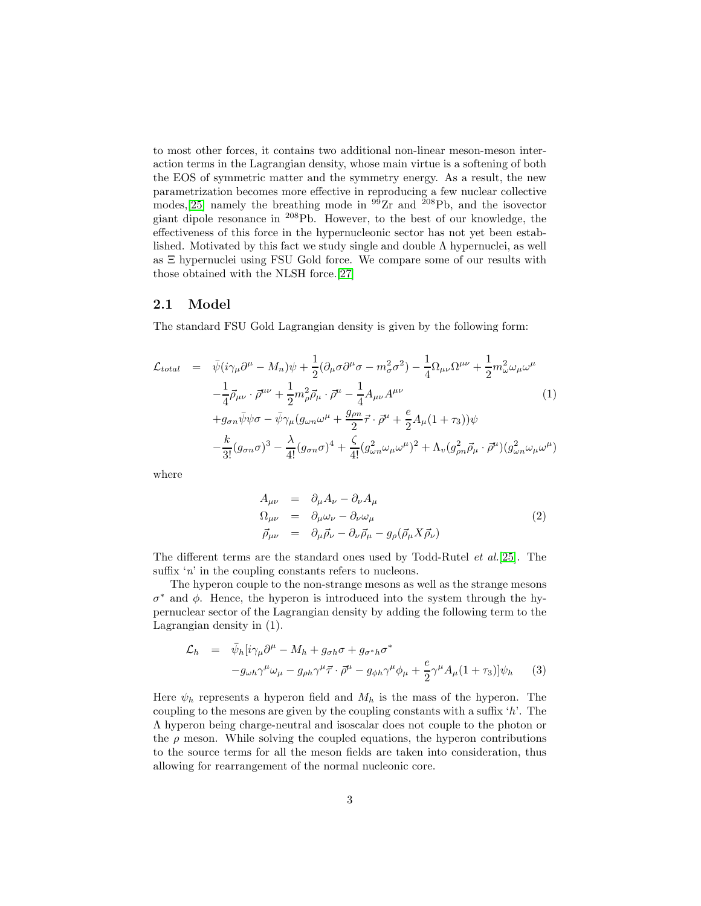to most other forces, it contains two additional non-linear meson-meson interaction terms in the Lagrangian density, whose main virtue is a softening of both the EOS of symmetric matter and the symmetry energy. As a result, the new parametrization becomes more effective in reproducing a few nuclear collective modes,[25] namely the breathing mode in $^{99}$Zr and $^{208}$Pb, and the isovector giant dipole resonance in $^{208}$Pb. However, to the best of our knowledge, the effectiveness of this force in the hypernucleonic sector has not yet been established. Motivated by this fact we study single and double $\Lambda$ hypernuclei, as well as $\Xi$ hypernuclei using FSU Gold force. We compare some of our results with those obtained with the NLSH force.[27]

## 2.1 Model

The standard FSU Gold Lagrangian density is given by the following form:

$$
\begin{aligned}
\mathcal{L}_{total} \;=\;& \bar{\psi}(i\gamma_\mu \partial^\mu - M_n)\psi + \frac{1}{2}(\partial_\mu \sigma \partial^\mu \sigma - m_\sigma^2 \sigma^2) - \frac{1}{4}\Omega_{\mu\nu}\Omega^{\mu\nu} + \frac{1}{2}m_\omega^2 \omega_\mu \omega^\mu \\
& - \frac{1}{4}\vec{\rho}_{\mu\nu} \cdot \vec{\rho}^{\mu\nu} + \frac{1}{2}m_\rho^2 \vec{\rho}_\mu \cdot \vec{\rho}^\mu - \frac{1}{4}A_{\mu\nu}A^{\mu\nu} \\
& + g_{\sigma n}\bar{\psi}\psi\sigma - \bar{\psi}\gamma_\mu(g_{\omega n}\omega^\mu + \frac{g_{\rho n}}{2}\vec{\tau} \cdot \vec{\rho}^\mu + \frac{e}{2}A_\mu(1+\tau_3))\psi \\
& - \frac{k}{3!}(g_{\sigma n}\sigma)^3 - \frac{\lambda}{4!}(g_{\sigma n}\sigma)^4 + \frac{\zeta}{4!}(g_{\omega n}^2 \omega_\mu \omega^\mu)^2 + \Lambda_v(g_{\rho n}^2 \vec{\rho}_\mu \cdot \vec{\rho}^\mu)(g_{\omega n}^2 \omega_\mu \omega^\mu)
\end{aligned} \tag{1}
$$

where

$$
\begin{aligned}
A_{\mu\nu} &= \partial_\mu A_\nu - \partial_\nu A_\mu \\
\Omega_{\mu\nu} &= \partial_\mu \omega_\nu - \partial_\nu \omega_\mu \\
\vec{\rho}_{\mu\nu} &= \partial_\mu \vec{\rho}_\nu - \partial_\nu \vec{\rho}_\mu - g_\rho(\vec{\rho}_\mu X \vec{\rho}_\nu)
\end{aligned} \tag{2}
$$

The different terms are the standard ones used by Todd-Rutel *et al.*[25]. The suffix '$n$' in the coupling constants refers to nucleons.

The hyperon couple to the non-strange mesons as well as the strange mesons $\sigma^*$ and $\phi$. Hence, the hyperon is introduced into the system through the hypernuclear sector of the Lagrangian density by adding the following term to the Lagrangian density in (1).

$$
\begin{aligned}
\mathcal{L}_h \;=\;& \bar{\psi}_h[i\gamma_\mu \partial^\mu - M_h + g_{\sigma h}\sigma + g_{\sigma^* h}\sigma^* \\
& - g_{\omega h}\gamma^\mu \omega_\mu - g_{\rho h}\gamma^\mu \vec{\tau} \cdot \vec{\rho}^\mu - g_{\phi h}\gamma^\mu \phi_\mu + \frac{e}{2}\gamma^\mu A_\mu(1+\tau_3)]\psi_h
\end{aligned} \tag{3}
$$

Here $\psi_h$ represents a hyperon field and $M_h$ is the mass of the hyperon. The coupling to the mesons are given by the coupling constants with a suffix '$h$'. The $\Lambda$ hyperon being charge-neutral and isoscalar does not couple to the photon or the $\rho$ meson. While solving the coupled equations, the hyperon contributions to the source terms for all the meson fields are taken into consideration, thus allowing for rearrangement of the normal nucleonic core.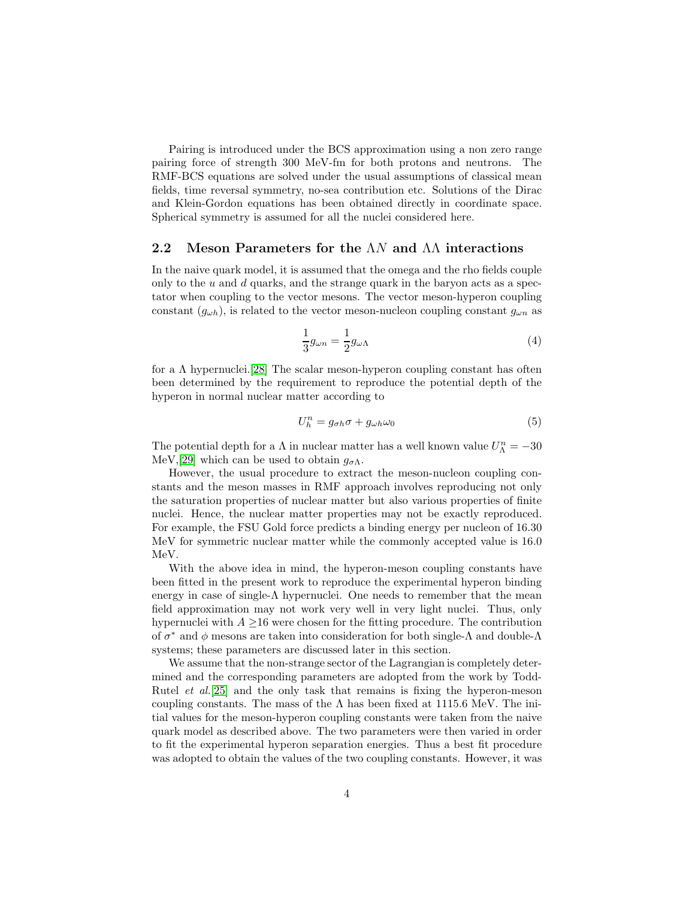Pairing is introduced under the BCS approximation using a non zero range pairing force of strength 300 MeV-fm for both protons and neutrons. The RMF-BCS equations are solved under the usual assumptions of classical mean fields, time reversal symmetry, no-sea contribution etc. Solutions of the Dirac and Klein-Gordon equations has been obtained directly in coordinate space. Spherical symmetry is assumed for all the nuclei considered here.

## 2.2 Meson Parameters for the $\Lambda N$ and $\Lambda\Lambda$ interactions

In the naive quark model, it is assumed that the omega and the rho fields couple only to the $u$ and $d$ quarks, and the strange quark in the baryon acts as a spectator when coupling to the vector mesons. The vector meson-hyperon coupling constant ($g_{\omega h}$), is related to the vector meson-nucleon coupling constant $g_{\omega n}$ as

$$\frac{1}{3} g_{\omega n} = \frac{1}{2} g_{\omega \Lambda} \tag{4}$$

for a $\Lambda$ hypernuclei.[28] The scalar meson-hyperon coupling constant has often been determined by the requirement to reproduce the potential depth of the hyperon in normal nuclear matter according to

$$U_h^n = g_{\sigma h}\sigma + g_{\omega h}\omega_0 \tag{5}$$

The potential depth for a $\Lambda$ in nuclear matter has a well known value $U_\Lambda^n = -30$ MeV,[29] which can be used to obtain $g_{\sigma\Lambda}$.

However, the usual procedure to extract the meson-nucleon coupling constants and the meson masses in RMF approach involves reproducing not only the saturation properties of nuclear matter but also various properties of finite nuclei. Hence, the nuclear matter properties may not be exactly reproduced. For example, the FSU Gold force predicts a binding energy per nucleon of 16.30 MeV for symmetric nuclear matter while the commonly accepted value is 16.0 MeV.

With the above idea in mind, the hyperon-meson coupling constants have been fitted in the present work to reproduce the experimental hyperon binding energy in case of single-$\Lambda$ hypernuclei. One needs to remember that the mean field approximation may not work very well in very light nuclei. Thus, only hypernuclei with $A \geq 16$ were chosen for the fitting procedure. The contribution of $\sigma^*$ and $\phi$ mesons are taken into consideration for both single-$\Lambda$ and double-$\Lambda$ systems; these parameters are discussed later in this section.

We assume that the non-strange sector of the Lagrangian is completely determined and the corresponding parameters are adopted from the work by Todd-Rutel *et al.*[25] and the only task that remains is fixing the hyperon-meson coupling constants. The mass of the $\Lambda$ has been fixed at 1115.6 MeV. The initial values for the meson-hyperon coupling constants were taken from the naive quark model as described above. The two parameters were then varied in order to fit the experimental hyperon separation energies. Thus a best fit procedure was adopted to obtain the values of the two coupling constants. However, it was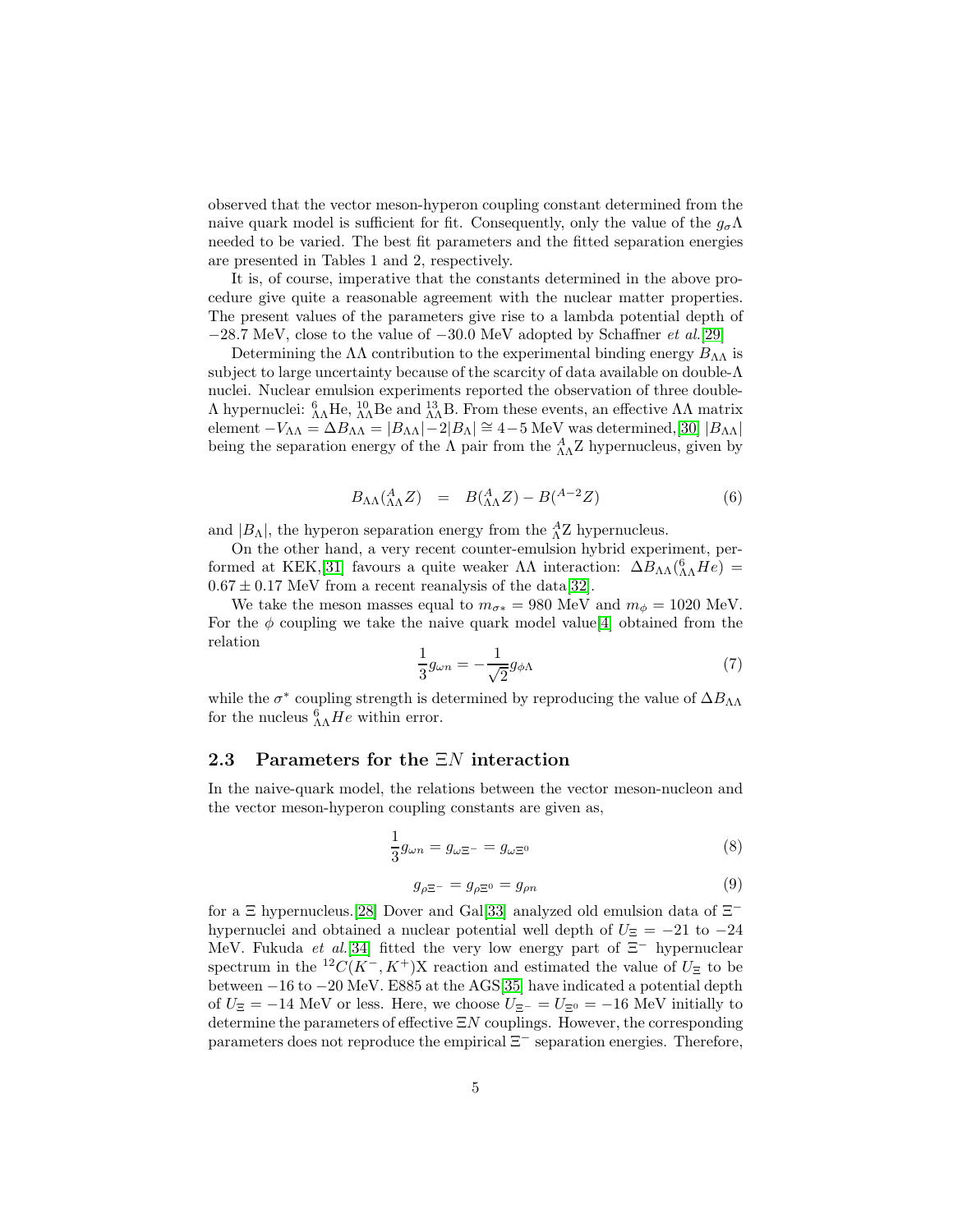observed that the vector meson-hyperon coupling constant determined from the naive quark model is sufficient for fit. Consequently, only the value of the $g_{\sigma}\Lambda$ needed to be varied. The best fit parameters and the fitted separation energies are presented in Tables 1 and 2, respectively.

It is, of course, imperative that the constants determined in the above procedure give quite a reasonable agreement with the nuclear matter properties. The present values of the parameters give rise to a lambda potential depth of $-28.7$ MeV, close to the value of $-30.0$ MeV adopted by Schaffner *et al.*[29]

Determining the $\Lambda\Lambda$ contribution to the experimental binding energy $B_{\Lambda\Lambda}$ is subject to large uncertainty because of the scarcity of data available on double-$\Lambda$ nuclei. Nuclear emulsion experiments reported the observation of three double-$\Lambda$ hypernuclei: ${}^{6}_{\Lambda\Lambda}$He, ${}^{10}_{\Lambda\Lambda}$Be and ${}^{13}_{\Lambda\Lambda}$B. From these events, an effective $\Lambda\Lambda$ matrix element $-V_{\Lambda\Lambda} = \Delta B_{\Lambda\Lambda} = |B_{\Lambda\Lambda}| - 2|B_{\Lambda}| \cong 4-5$ MeV was determined,[30] $|B_{\Lambda\Lambda}|$ being the separation energy of the $\Lambda$ pair from the ${}^{A}_{\Lambda\Lambda}$Z hypernucleus, given by

$$B_{\Lambda\Lambda}({}^{A}_{\Lambda\Lambda}Z) \quad = \quad B({}^{A}_{\Lambda\Lambda}Z) - B({}^{A-2}Z) \tag{6}$$

and $|B_{\Lambda}|$, the hyperon separation energy from the ${}^{A}_{\Lambda}$Z hypernucleus.

On the other hand, a very recent counter-emulsion hybrid experiment, performed at KEK,[31] favours a quite weaker $\Lambda\Lambda$ interaction: $\Delta B_{\Lambda\Lambda}({}^{6}_{\Lambda\Lambda}He) = 0.67 \pm 0.17$ MeV from a recent reanalysis of the data[32].

We take the meson masses equal to $m_{\sigma*} = 980$ MeV and $m_{\phi} = 1020$ MeV. For the $\phi$ coupling we take the naive quark model value[4] obtained from the relation

$$\frac{1}{3}g_{\omega n} = -\frac{1}{\sqrt{2}}g_{\phi\Lambda} \tag{7}$$

while the $\sigma^{*}$ coupling strength is determined by reproducing the value of $\Delta B_{\Lambda\Lambda}$ for the nucleus ${}^{6}_{\Lambda\Lambda}He$ within error.

## 2.3 Parameters for the $\Xi N$ interaction

In the naive-quark model, the relations between the vector meson-nucleon and the vector meson-hyperon coupling constants are given as,

$$\frac{1}{3}g_{\omega n} = g_{\omega\Xi^{-}} = g_{\omega\Xi^{0}} \tag{8}$$

$$g_{\rho\Xi^{-}} = g_{\rho\Xi^{0}} = g_{\rho n} \tag{9}$$

for a $\Xi$ hypernucleus.[28] Dover and Gal[33] analyzed old emulsion data of $\Xi^{-}$ hypernuclei and obtained a nuclear potential well depth of $U_{\Xi} = -21$ to $-24$ MeV. Fukuda *et al.*[34] fitted the very low energy part of $\Xi^{-}$ hypernuclear spectrum in the ${}^{12}C(K^{-},K^{+})$X reaction and estimated the value of $U_{\Xi}$ to be between $-16$ to $-20$ MeV. E885 at the AGS[35] have indicated a potential depth of $U_{\Xi} = -14$ MeV or less. Here, we choose $U_{\Xi^{-}} = U_{\Xi^{0}} = -16$ MeV initially to determine the parameters of effective $\Xi N$ couplings. However, the corresponding parameters does not reproduce the empirical $\Xi^{-}$ separation energies. Therefore,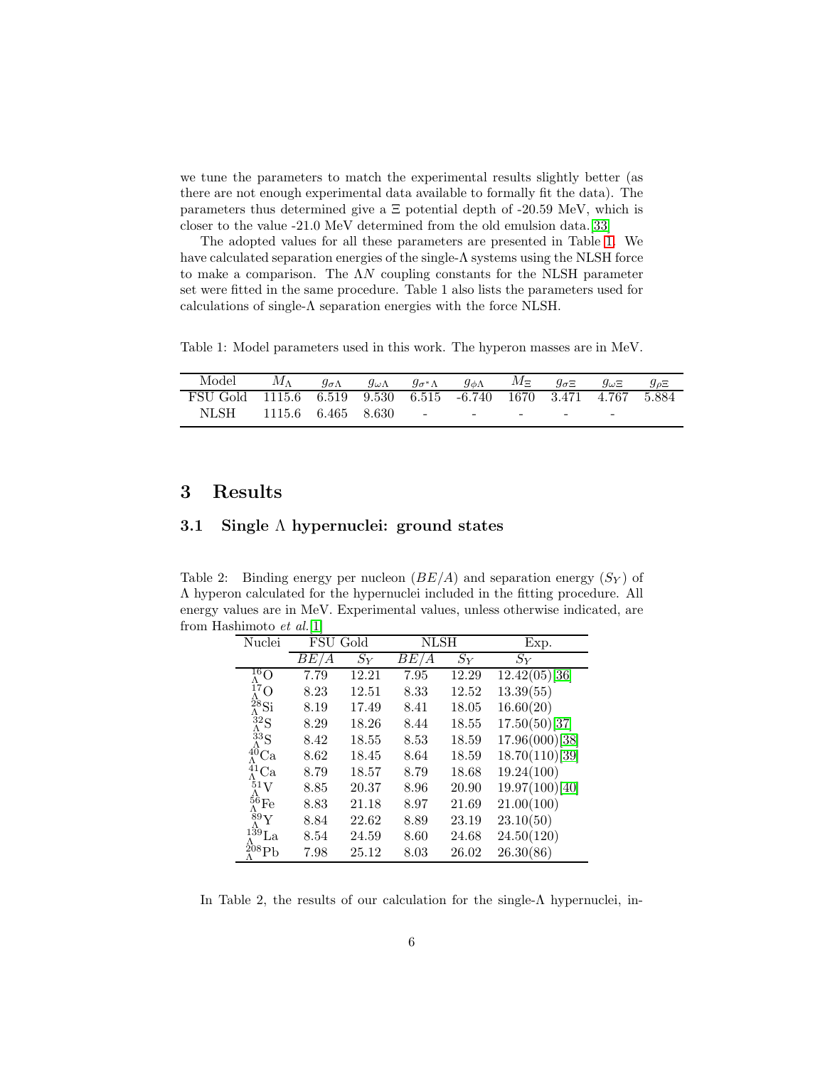we tune the parameters to match the experimental results slightly better (as there are not enough experimental data available to formally fit the data). The parameters thus determined give a $\Xi$ potential depth of -20.59 MeV, which is closer to the value -21.0 MeV determined from the old emulsion data.[33]

The adopted values for all these parameters are presented in Table 1. We have calculated separation energies of the single-$\Lambda$ systems using the NLSH force to make a comparison. The $\Lambda N$ coupling constants for the NLSH parameter set were fitted in the same procedure. Table 1 also lists the parameters used for calculations of single-$\Lambda$ separation energies with the force NLSH.

Table 1: Model parameters used in this work. The hyperon masses are in MeV.

| Model | $M_\Lambda$ | $g_{\sigma\Lambda}$ | $g_{\omega\Lambda}$ | $g_{\sigma^*\Lambda}$ | $g_{\phi\Lambda}$ | $M_\Xi$ | $g_{\sigma\Xi}$ | $g_{\omega\Xi}$ | $g_{\rho\Xi}$ |
|---|---|---|---|---|---|---|---|---|---|
| FSU Gold | 1115.6 | 6.519 | 9.530 | 6.515 | -6.740 | 1670 | 3.471 | 4.767 | 5.884 |
| NLSH | 1115.6 | 6.465 | 8.630 | - | - | - | - | - | |

# 3 Results

## 3.1 Single $\Lambda$ hypernuclei: ground states

Table 2: Binding energy per nucleon ($BE/A$) and separation energy ($S_Y$) of $\Lambda$ hyperon calculated for the hypernuclei included in the fitting procedure. All energy values are in MeV. Experimental values, unless otherwise indicated, are from Hashimoto *et al.*[1]

| Nuclei | FSU Gold | | NLSH | | Exp. |
|---|---|---|---|---|---|
| | $BE/A$ | $S_Y$ | $BE/A$ | $S_Y$ | $S_Y$ |
| ${}^{16}_{\Lambda}$O | 7.79 | 12.21 | 7.95 | 12.29 | 12.42(05)[36] |
| ${}^{17}_{\Lambda}$O | 8.23 | 12.51 | 8.33 | 12.52 | 13.39(55) |
| ${}^{28}_{\Lambda}$Si | 8.19 | 17.49 | 8.41 | 18.05 | 16.60(20) |
| ${}^{32}_{\Lambda}$S | 8.29 | 18.26 | 8.44 | 18.55 | 17.50(50)[37] |
| ${}^{33}_{\Lambda}$S | 8.42 | 18.55 | 8.53 | 18.59 | 17.96(000)[38] |
| ${}^{40}_{\Lambda}$Ca | 8.62 | 18.45 | 8.64 | 18.59 | 18.70(110)[39] |
| ${}^{41}_{\Lambda}$Ca | 8.79 | 18.57 | 8.79 | 18.68 | 19.24(100) |
| ${}^{51}_{\Lambda}$V | 8.85 | 20.37 | 8.96 | 20.90 | 19.97(100)[40] |
| ${}^{56}_{\Lambda}$Fe | 8.83 | 21.18 | 8.97 | 21.69 | 21.00(100) |
| ${}^{89}_{\Lambda}$Y | 8.84 | 22.62 | 8.89 | 23.19 | 23.10(50) |
| ${}^{139}_{\Lambda}$La | 8.54 | 24.59 | 8.60 | 24.68 | 24.50(120) |
| ${}^{208}_{\Lambda}$Pb | 7.98 | 25.12 | 8.03 | 26.02 | 26.30(86) |

In Table 2, the results of our calculation for the single-$\Lambda$ hypernuclei, in-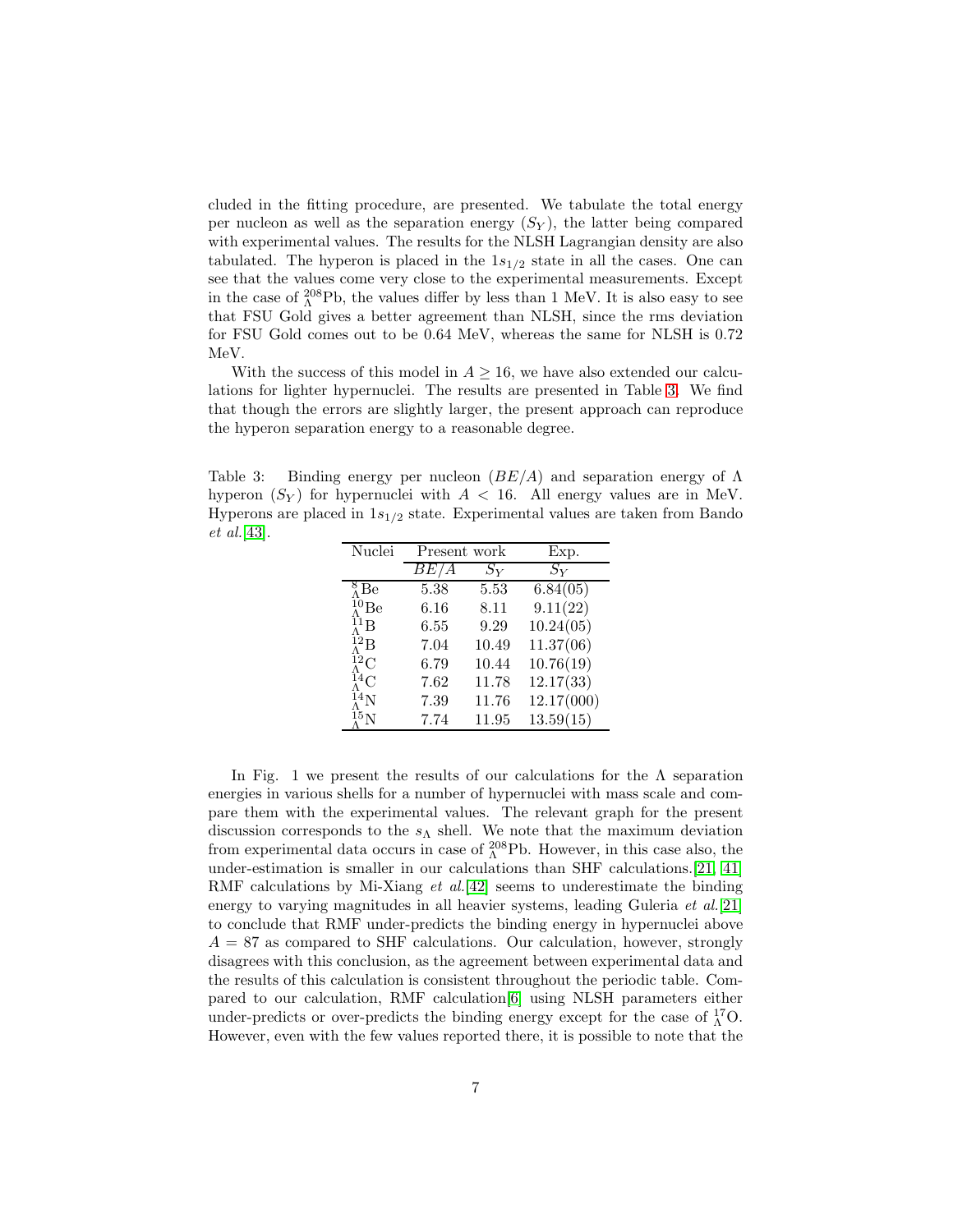cluded in the fitting procedure, are presented. We tabulate the total energy per nucleon as well as the separation energy ($S_Y$), the latter being compared with experimental values. The results for the NLSH Lagrangian density are also tabulated. The hyperon is placed in the $1s_{1/2}$ state in all the cases. One can see that the values come very close to the experimental measurements. Except in the case of $^{208}_{\Lambda}$Pb, the values differ by less than 1 MeV. It is also easy to see that FSU Gold gives a better agreement than NLSH, since the rms deviation for FSU Gold comes out to be 0.64 MeV, whereas the same for NLSH is 0.72 MeV.

With the success of this model in $A \geq 16$, we have also extended our calculations for lighter hypernuclei. The results are presented in Table 3. We find that though the errors are slightly larger, the present approach can reproduce the hyperon separation energy to a reasonable degree.

Table 3: Binding energy per nucleon ($BE/A$) and separation energy of $\Lambda$ hyperon ($S_Y$) for hypernuclei with $A < 16$. All energy values are in MeV. Hyperons are placed in $1s_{1/2}$ state. Experimental values are taken from Bando *et al.*[43].

| Nuclei | Present work | | Exp. |
|---|---|---|---|
| | $BE/A$ | $S_Y$ | $S_Y$ |
| $^{8}_{\Lambda}$Be | 5.38 | 5.53 | 6.84(05) |
| $^{10}_{\Lambda}$Be | 6.16 | 8.11 | 9.11(22) |
| $^{11}_{\Lambda}$B | 6.55 | 9.29 | 10.24(05) |
| $^{12}_{\Lambda}$B | 7.04 | 10.49 | 11.37(06) |
| $^{12}_{\Lambda}$C | 6.79 | 10.44 | 10.76(19) |
| $^{14}_{\Lambda}$C | 7.62 | 11.78 | 12.17(33) |
| $^{14}_{\Lambda}$N | 7.39 | 11.76 | 12.17(000) |
| $^{15}_{\Lambda}$N | 7.74 | 11.95 | 13.59(15) |

In Fig. 1 we present the results of our calculations for the $\Lambda$ separation energies in various shells for a number of hypernuclei with mass scale and compare them with the experimental values. The relevant graph for the present discussion corresponds to the $s_\Lambda$ shell. We note that the maximum deviation from experimental data occurs in case of $^{208}_{\Lambda}$Pb. However, in this case also, the under-estimation is smaller in our calculations than SHF calculations.[21, 41] RMF calculations by Mi-Xiang *et al.*[42] seems to underestimate the binding energy to varying magnitudes in all heavier systems, leading Guleria *et al.*[21] to conclude that RMF under-predicts the binding energy in hypernuclei above $A = 87$ as compared to SHF calculations. Our calculation, however, strongly disagrees with this conclusion, as the agreement between experimental data and the results of this calculation is consistent throughout the periodic table. Compared to our calculation, RMF calculation[6] using NLSH parameters either under-predicts or over-predicts the binding energy except for the case of $^{17}_{\Lambda}$O. However, even with the few values reported there, it is possible to note that the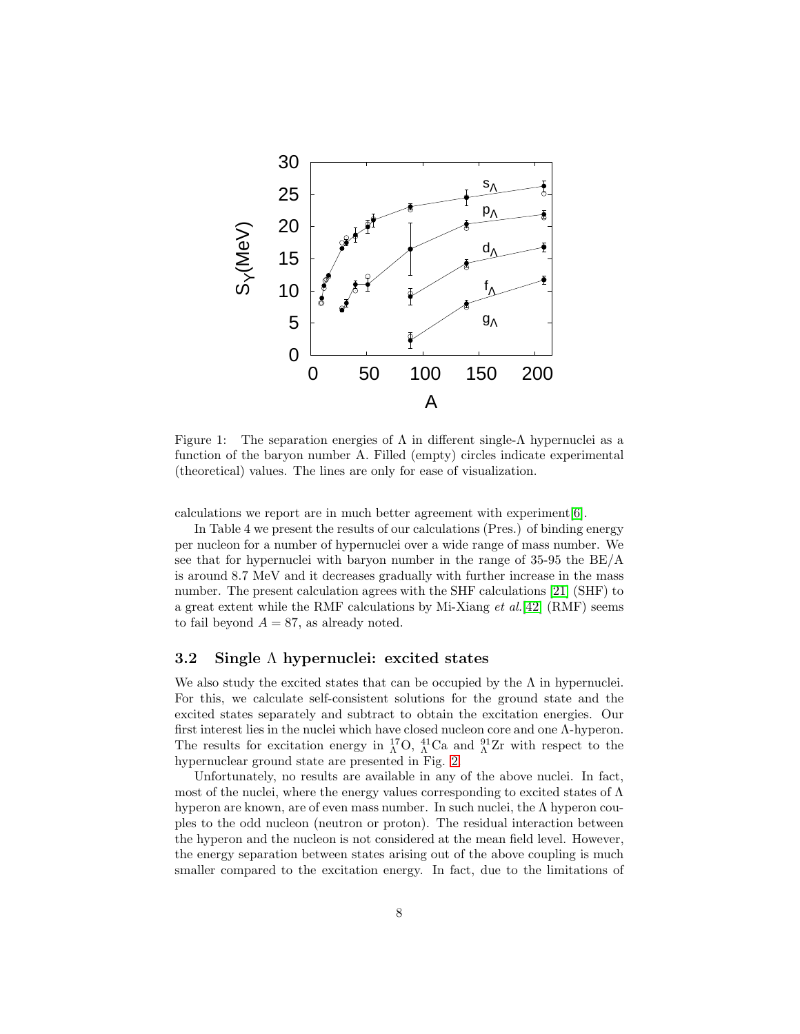30
25
20
15
10
5
0
0
50
100
150
200
$S_Y$(MeV)
A
$s_\Lambda$
$p_\Lambda$
$d_\Lambda$
$f_\Lambda$
$g_\Lambda$

Figure 1: The separation energies of Λ in different single-Λ hypernuclei as a function of the baryon number A. Filled (empty) circles indicate experimental (theoretical) values. The lines are only for ease of visualization.

calculations we report are in much better agreement with experiment[6].

In Table 4 we present the results of our calculations (Pres.) of binding energy per nucleon for a number of hypernuclei over a wide range of mass number. We see that for hypernuclei with baryon number in the range of 35-95 the BE/A is around 8.7 MeV and it decreases gradually with further increase in the mass number. The present calculation agrees with the SHF calculations [21] (SHF) to a great extent while the RMF calculations by Mi-Xiang *et al.*[42] (RMF) seems to fail beyond $A = 87$, as already noted.

### 3.2 Single Λ hypernuclei: excited states

We also study the excited states that can be occupied by the Λ in hypernuclei. For this, we calculate self-consistent solutions for the ground state and the excited states separately and subtract to obtain the excitation energies. Our first interest lies in the nuclei which have closed nucleon core and one Λ-hyperon. The results for excitation energy in ${}^{17}_{\Lambda}$O, ${}^{41}_{\Lambda}$Ca and ${}^{91}_{\Lambda}$Zr with respect to the hypernuclear ground state are presented in Fig. 2.

Unfortunately, no results are available in any of the above nuclei. In fact, most of the nuclei, where the energy values corresponding to excited states of Λ hyperon are known, are of even mass number. In such nuclei, the Λ hyperon couples to the odd nucleon (neutron or proton). The residual interaction between the hyperon and the nucleon is not considered at the mean field level. However, the energy separation between states arising out of the above coupling is much smaller compared to the excitation energy. In fact, due to the limitations of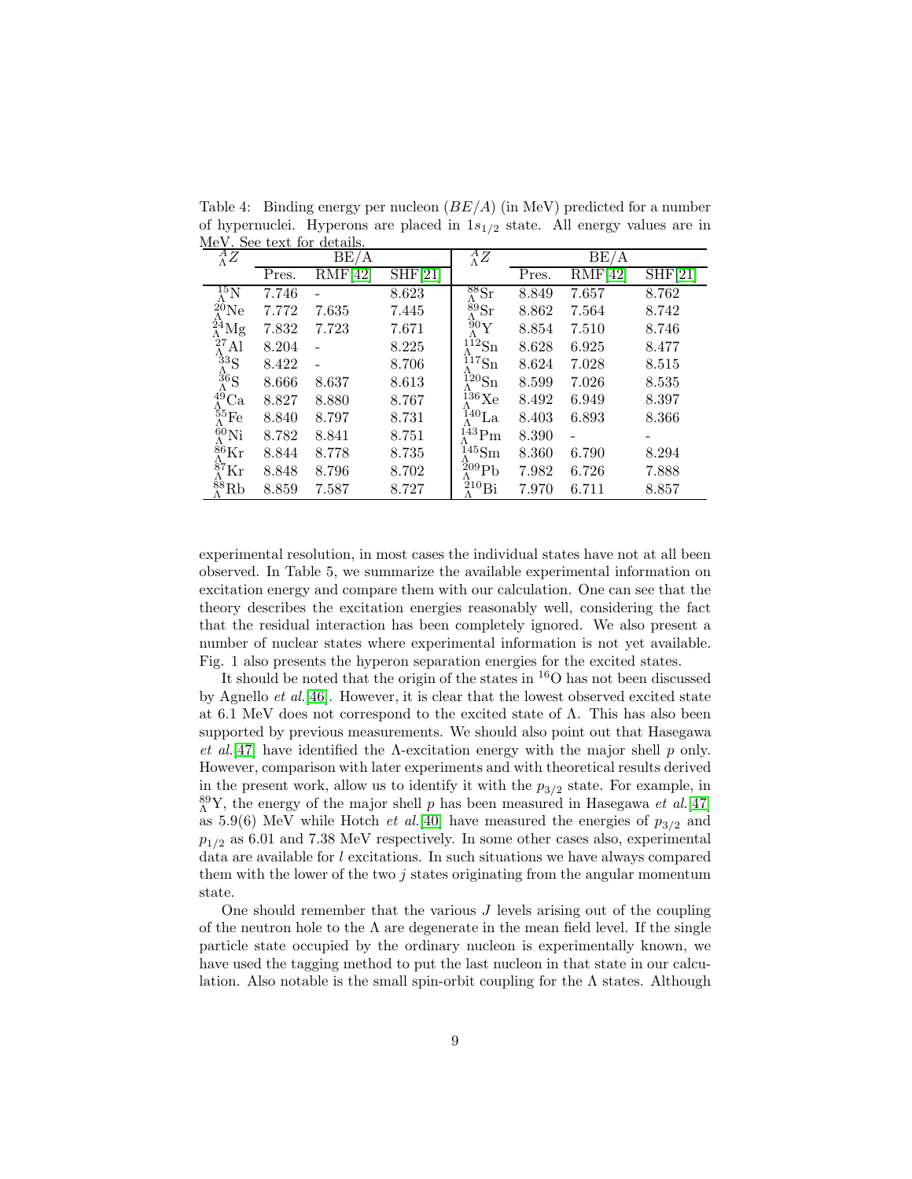Table 4: Binding energy per nucleon ($BE/A$) (in MeV) predicted for a number of hypernuclei. Hyperons are placed in $1s_{1/2}$ state. All energy values are in MeV. See text for details.

| ${}^{A}_{\Lambda}Z$ | BE/A | | | ${}^{A}_{\Lambda}Z$ | BE/A | | |
|---|---|---|---|---|---|---|---|
| | Pres. | RMF[42] | SHF[21] | | Pres. | RMF[42] | SHF[21] |
| ${}^{15}_{\Lambda}$N | 7.746 | - | 8.623 | ${}^{88}_{\Lambda}$Sr | 8.849 | 7.657 | 8.762 |
| ${}^{20}_{\Lambda}$Ne | 7.772 | 7.635 | 7.445 | ${}^{89}_{\Lambda}$Sr | 8.862 | 7.564 | 8.742 |
| ${}^{24}_{\Lambda}$Mg | 7.832 | 7.723 | 7.671 | ${}^{90}_{\Lambda}$Y | 8.854 | 7.510 | 8.746 |
| ${}^{27}_{\Lambda}$Al | 8.204 | - | 8.225 | ${}^{112}_{\Lambda}$Sn | 8.628 | 6.925 | 8.477 |
| ${}^{33}_{\Lambda}$S | 8.422 | - | 8.706 | ${}^{117}_{\Lambda}$Sn | 8.624 | 7.028 | 8.515 |
| ${}^{36}_{\Lambda}$S | 8.666 | 8.637 | 8.613 | ${}^{120}_{\Lambda}$Sn | 8.599 | 7.026 | 8.535 |
| ${}^{49}_{\Lambda}$Ca | 8.827 | 8.880 | 8.767 | ${}^{136}_{\Lambda}$Xe | 8.492 | 6.949 | 8.397 |
| ${}^{55}_{\Lambda}$Fe | 8.840 | 8.797 | 8.731 | ${}^{140}_{\Lambda}$La | 8.403 | 6.893 | 8.366 |
| ${}^{60}_{\Lambda}$Ni | 8.782 | 8.841 | 8.751 | ${}^{143}_{\Lambda}$Pm | 8.390 | - | - |
| ${}^{86}_{\Lambda}$Kr | 8.844 | 8.778 | 8.735 | ${}^{145}_{\Lambda}$Sm | 8.360 | 6.790 | 8.294 |
| ${}^{87}_{\Lambda}$Kr | 8.848 | 8.796 | 8.702 | ${}^{209}_{\Lambda}$Pb | 7.982 | 6.726 | 7.888 |
| ${}^{88}_{\Lambda}$Rb | 8.859 | 7.587 | 8.727 | ${}^{210}_{\Lambda}$Bi | 7.970 | 6.711 | 8.857 |

experimental resolution, in most cases the individual states have not at all been observed. In Table 5, we summarize the available experimental information on excitation energy and compare them with our calculation. One can see that the theory describes the excitation energies reasonably well, considering the fact that the residual interaction has been completely ignored. We also present a number of nuclear states where experimental information is not yet available. Fig. 1 also presents the hyperon separation energies for the excited states.

It should be noted that the origin of the states in ${}^{16}$O has not been discussed by Agnello *et al.*[46]. However, it is clear that the lowest observed excited state at 6.1 MeV does not correspond to the excited state of $\Lambda$. This has also been supported by previous measurements. We should also point out that Hasegawa *et al.*[47] have identified the $\Lambda$-excitation energy with the major shell $p$ only. However, comparison with later experiments and with theoretical results derived in the present work, allow us to identify it with the $p_{3/2}$ state. For example, in ${}^{89}_{\Lambda}$Y, the energy of the major shell $p$ has been measured in Hasegawa *et al.*[47] as 5.9(6) MeV while Hotch *et al.*[40] have measured the energies of $p_{3/2}$ and $p_{1/2}$ as 6.01 and 7.38 MeV respectively. In some other cases also, experimental data are available for $l$ excitations. In such situations we have always compared them with the lower of the two $j$ states originating from the angular momentum state.

One should remember that the various $J$ levels arising out of the coupling of the neutron hole to the $\Lambda$ are degenerate in the mean field level. If the single particle state occupied by the ordinary nucleon is experimentally known, we have used the tagging method to put the last nucleon in that state in our calculation. Also notable is the small spin-orbit coupling for the $\Lambda$ states. Although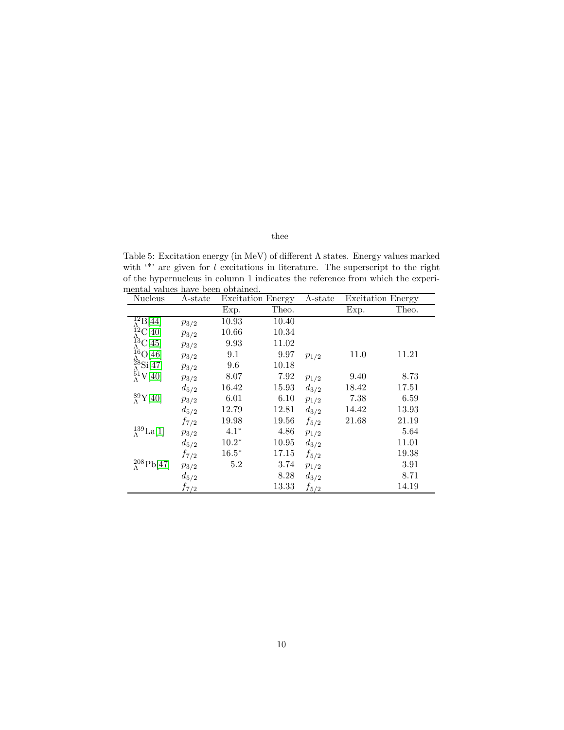thee

Table 5: Excitation energy (in MeV) of different $\Lambda$ states. Energy values marked with '*' are given for $l$ excitations in literature. The superscript to the right of the hypernucleus in column 1 indicates the reference from which the experimental values have been obtained.

| Nucleus | $\Lambda$-state | Excitation Energy | | $\Lambda$-state | Excitation Energy | |
|---|---|---|---|---|---|---|
| | | Exp. | Theo. | | Exp. | Theo. |
| ${}^{12}_{\Lambda}$B[44] | $p_{3/2}$ | 10.93 | 10.40 | | | |
| ${}^{12}_{\Lambda}$C[40] | $p_{3/2}$ | 10.66 | 10.34 | | | |
| ${}^{13}_{\Lambda}$C[45] | $p_{3/2}$ | 9.93 | 11.02 | | | |
| ${}^{16}_{\Lambda}$O[46] | $p_{3/2}$ | 9.1 | 9.97 | $p_{1/2}$ | 11.0 | 11.21 |
| ${}^{28}_{\Lambda}$Si[47] | $p_{3/2}$ | 9.6 | 10.18 | | | |
| ${}^{51}_{\Lambda}$V[40] | $p_{3/2}$ | 8.07 | 7.92 | $p_{1/2}$ | 9.40 | 8.73 |
| | $d_{5/2}$ | 16.42 | 15.93 | $d_{3/2}$ | 18.42 | 17.51 |
| ${}^{89}_{\Lambda}$Y[40] | $p_{3/2}$ | 6.01 | 6.10 | $p_{1/2}$ | 7.38 | 6.59 |
| | $d_{5/2}$ | 12.79 | 12.81 | $d_{3/2}$ | 14.42 | 13.93 |
| | $f_{7/2}$ | 19.98 | 19.56 | $f_{5/2}$ | 21.68 | 21.19 |
| ${}^{139}_{\Lambda}$La[1] | $p_{3/2}$ | 4.1* | 4.86 | $p_{1/2}$ | | 5.64 |
| | $d_{5/2}$ | 10.2* | 10.95 | $d_{3/2}$ | | 11.01 |
| | $f_{7/2}$ | 16.5* | 17.15 | $f_{5/2}$ | | 19.38 |
| ${}^{208}_{\Lambda}$Pb[47] | $p_{3/2}$ | 5.2 | 3.74 | $p_{1/2}$ | | 3.91 |
| | $d_{5/2}$ | | 8.28 | $d_{3/2}$ | | 8.71 |
| | $f_{7/2}$ | | 13.33 | $f_{5/2}$ | | 14.19 |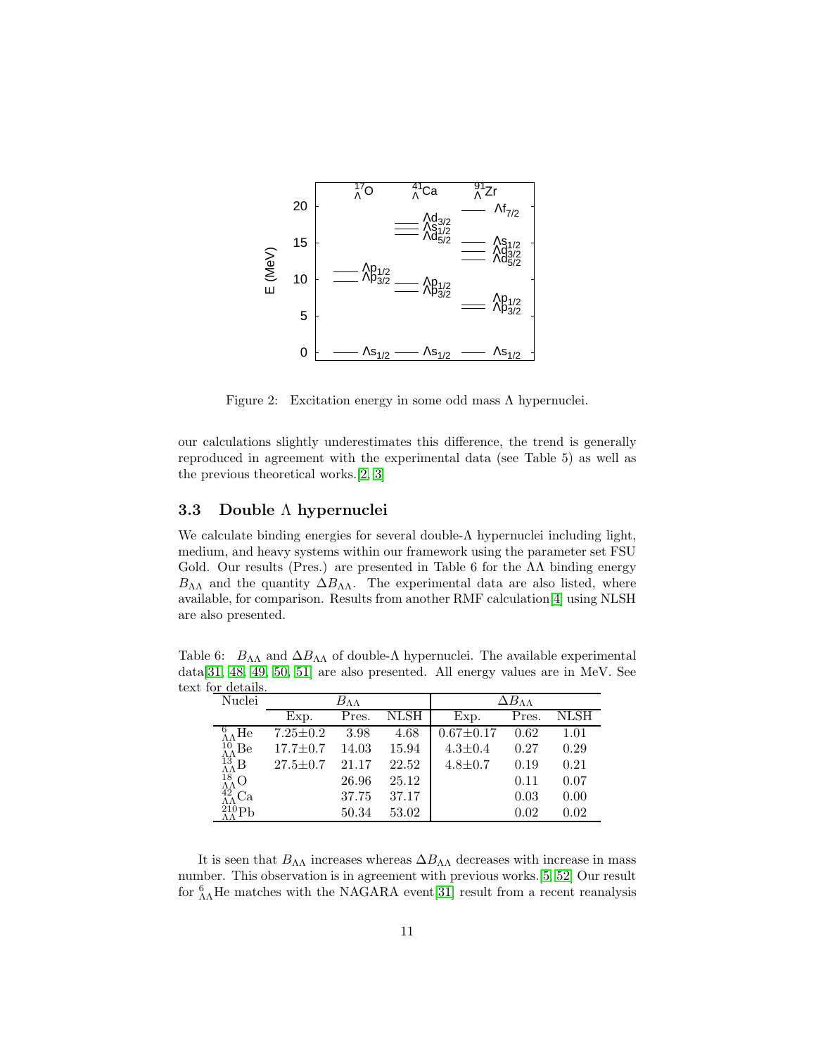$^{17}_{\Lambda}$O $^{41}_{\Lambda}$Ca $^{91}_{\Lambda}$Zr

E (MeV)

0 5 10 15 20

$\Lambda s_{1/2}$ $\Lambda p_{3/2}$ $\Lambda p_{1/2}$

$\Lambda s_{1/2}$ $\Lambda p_{3/2}$ $\Lambda p_{1/2}$ $\Lambda d_{5/2}$ $\Lambda s_{1/2}$ $\Lambda d_{3/2}$

$\Lambda s_{1/2}$ $\Lambda p_{3/2}$ $\Lambda p_{1/2}$ $\Lambda d_{5/2}$ $\Lambda d_{3/2}$ $\Lambda s_{1/2}$ $\Lambda f_{7/2}$

Figure 2: Excitation energy in some odd mass $\Lambda$ hypernuclei.

our calculations slightly underestimates this difference, the trend is generally reproduced in agreement with the experimental data (see Table 5) as well as the previous theoretical works.[2, 3]

### 3.3 Double $\Lambda$ hypernuclei

We calculate binding energies for several double-$\Lambda$ hypernuclei including light, medium, and heavy systems within our framework using the parameter set FSU Gold. Our results (Pres.) are presented in Table 6 for the $\Lambda\Lambda$ binding energy $B_{\Lambda\Lambda}$ and the quantity $\Delta B_{\Lambda\Lambda}$. The experimental data are also listed, where available, for comparison. Results from another RMF calculation[4] using NLSH are also presented.

Table 6: $B_{\Lambda\Lambda}$ and $\Delta B_{\Lambda\Lambda}$ of double-$\Lambda$ hypernuclei. The available experimental data[31, 48, 49, 50, 51] are also presented. All energy values are in MeV. See text for details.

| Nuclei | $B_{\Lambda\Lambda}$ | | | $\Delta B_{\Lambda\Lambda}$ | | |
|---|---|---|---|---|---|---|
| | Exp. | Pres. | NLSH | Exp. | Pres. | NLSH |
| $^{6}_{\Lambda\Lambda}$He | 7.25±0.2 | 3.98 | 4.68 | 0.67±0.17 | 0.62 | 1.01 |
| $^{10}_{\Lambda\Lambda}$Be | 17.7±0.7 | 14.03 | 15.94 | 4.3±0.4 | 0.27 | 0.29 |
| $^{13}_{\Lambda\Lambda}$B | 27.5±0.7 | 21.17 | 22.52 | 4.8±0.7 | 0.19 | 0.21 |
| $^{18}_{\Lambda\Lambda}$O | | 26.96 | 25.12 | | 0.11 | 0.07 |
| $^{42}_{\Lambda\Lambda}$Ca | | 37.75 | 37.17 | | 0.03 | 0.00 |
| $^{210}_{\Lambda\Lambda}$Pb | | 50.34 | 53.02 | | 0.02 | 0.02 |

It is seen that $B_{\Lambda\Lambda}$ increases whereas $\Delta B_{\Lambda\Lambda}$ decreases with increase in mass number. This observation is in agreement with previous works.[5, 52] Our result for $^{6}_{\Lambda\Lambda}$He matches with the NAGARA event[31] result from a recent reanalysis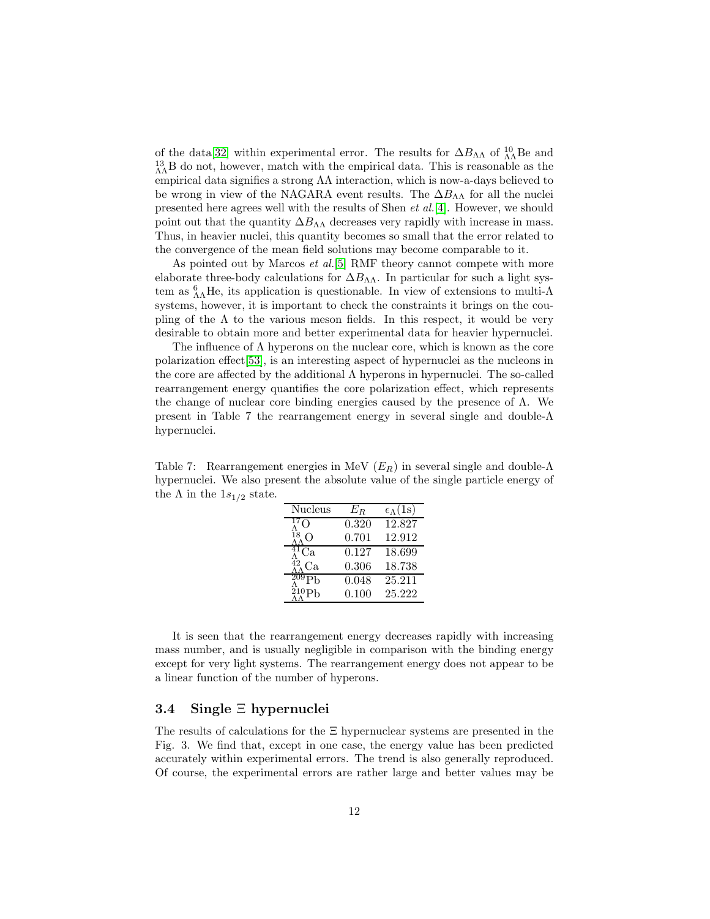of the data[32] within experimental error. The results for $\Delta B_{\Lambda\Lambda}$ of ${}^{10}_{\Lambda\Lambda}$Be and ${}^{13}_{\Lambda\Lambda}$B do not, however, match with the empirical data. This is reasonable as the empirical data signifies a strong $\Lambda\Lambda$ interaction, which is now-a-days believed to be wrong in view of the NAGARA event results. The $\Delta B_{\Lambda\Lambda}$ for all the nuclei presented here agrees well with the results of Shen *et al.*[4]. However, we should point out that the quantity $\Delta B_{\Lambda\Lambda}$ decreases very rapidly with increase in mass. Thus, in heavier nuclei, this quantity becomes so small that the error related to the convergence of the mean field solutions may become comparable to it.

As pointed out by Marcos *et al.*[5] RMF theory cannot compete with more elaborate three-body calculations for $\Delta B_{\Lambda\Lambda}$. In particular for such a light system as ${}^{6}_{\Lambda\Lambda}$He, its application is questionable. In view of extensions to multi-$\Lambda$ systems, however, it is important to check the constraints it brings on the coupling of the $\Lambda$ to the various meson fields. In this respect, it would be very desirable to obtain more and better experimental data for heavier hypernuclei.

The influence of $\Lambda$ hyperons on the nuclear core, which is known as the core polarization effect[53], is an interesting aspect of hypernuclei as the nucleons in the core are affected by the additional $\Lambda$ hyperons in hypernuclei. The so-called rearrangement energy quantifies the core polarization effect, which represents the change of nuclear core binding energies caused by the presence of $\Lambda$. We present in Table 7 the rearrangement energy in several single and double-$\Lambda$ hypernuclei.

Table 7: Rearrangement energies in MeV ($E_R$) in several single and double-$\Lambda$ hypernuclei. We also present the absolute value of the single particle energy of the $\Lambda$ in the $1s_{1/2}$ state.

| Nucleus | $E_R$ | $\epsilon_\Lambda(1s)$ |
|---|---|---|
| ${}^{17}_{\Lambda}$O | 0.320 | 12.827 |
| ${}^{18}_{\Lambda\Lambda}$O | 0.701 | 12.912 |
| ${}^{41}_{\Lambda}$Ca | 0.127 | 18.699 |
| ${}^{42}_{\Lambda\Lambda}$Ca | 0.306 | 18.738 |
| ${}^{209}_{\Lambda}$Pb | 0.048 | 25.211 |
| ${}^{210}_{\Lambda\Lambda}$Pb | 0.100 | 25.222 |

It is seen that the rearrangement energy decreases rapidly with increasing mass number, and is usually negligible in comparison with the binding energy except for very light systems. The rearrangement energy does not appear to be a linear function of the number of hyperons.

### 3.4 Single $\Xi$ hypernuclei

The results of calculations for the $\Xi$ hypernuclear systems are presented in the Fig. 3. We find that, except in one case, the energy value has been predicted accurately within experimental errors. The trend is also generally reproduced. Of course, the experimental errors are rather large and better values may be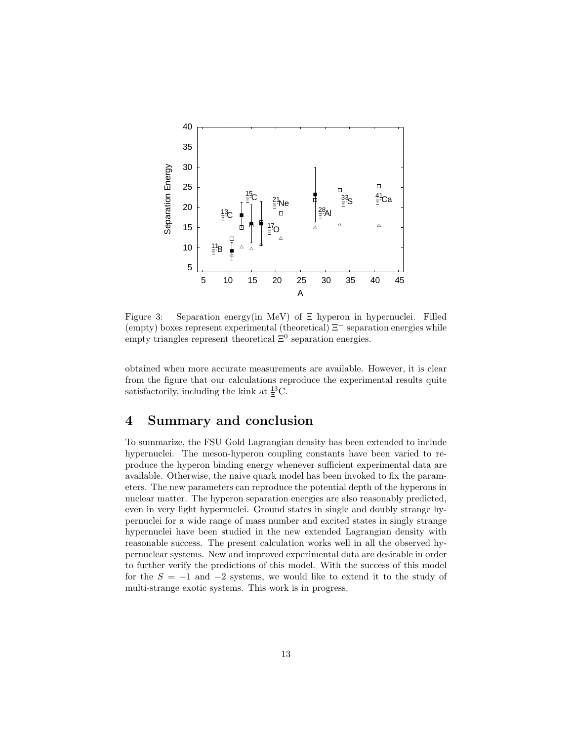Separation Energy

40
35
30
25
20
15
10
5

5 10 15 20 25 30 35 40 45

A

$^{11}_{\Xi}$B
$^{13}_{\Xi}$C
$^{15}_{\Xi}$C
$^{17}_{\Xi}$O
$^{21}_{\Xi}$Ne
$^{28}_{\Xi}$Al
$^{33}_{\Xi}$S
$^{41}_{\Xi}$Ca

Figure 3: Separation energy(in MeV) of $\Xi$ hyperon in hypernuclei. Filled (empty) boxes represent experimental (theoretical) $\Xi^-$ separation energies while empty triangles represent theoretical $\Xi^0$ separation energies.

obtained when more accurate measurements are available. However, it is clear from the figure that our calculations reproduce the experimental results quite satisfactorily, including the kink at $^{13}_{\Xi}$C.

## 4 Summary and conclusion

To summarize, the FSU Gold Lagrangian density has been extended to include hypernuclei. The meson-hyperon coupling constants have been varied to reproduce the hyperon binding energy whenever sufficient experimental data are available. Otherwise, the naive quark model has been invoked to fix the parameters. The new parameters can reproduce the potential depth of the hyperons in nuclear matter. The hyperon separation energies are also reasonably predicted, even in very light hypernuclei. Ground states in single and doubly strange hypernuclei for a wide range of mass number and excited states in singly strange hypernuclei have been studied in the new extended Lagrangian density with reasonable success. The present calculation works well in all the observed hypernuclear systems. New and improved experimental data are desirable in order to further verify the predictions of this model. With the success of this model for the $S = -1$ and $-2$ systems, we would like to extend it to the study of multi-strange exotic systems. This work is in progress.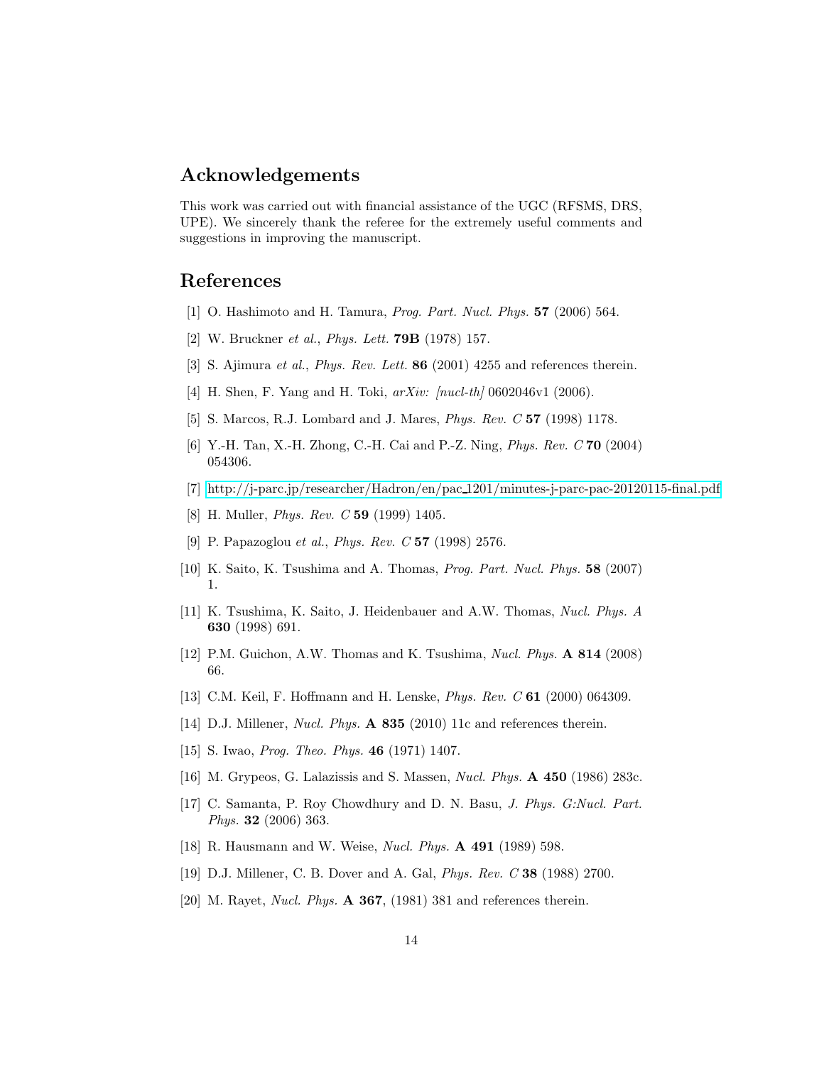## Acknowledgements

This work was carried out with financial assistance of the UGC (RFSMS, DRS, UPE). We sincerely thank the referee for the extremely useful comments and suggestions in improving the manuscript.

## References

[1] O. Hashimoto and H. Tamura, *Prog. Part. Nucl. Phys.* **57** (2006) 564.

[2] W. Bruckner *et al.*, *Phys. Lett.* **79B** (1978) 157.

[3] S. Ajimura *et al.*, *Phys. Rev. Lett.* **86** (2001) 4255 and references therein.

[4] H. Shen, F. Yang and H. Toki, *arXiv: [nucl-th]* 0602046v1 (2006).

[5] S. Marcos, R.J. Lombard and J. Mares, *Phys. Rev. C* **57** (1998) 1178.

[6] Y.-H. Tan, X.-H. Zhong, C.-H. Cai and P.-Z. Ning, *Phys. Rev. C* **70** (2004) 054306.

[7] http://j-parc.jp/researcher/Hadron/en/pac_1201/minutes-j-parc-pac-20120115-final.pdf

[8] H. Muller, *Phys. Rev. C* **59** (1999) 1405.

[9] P. Papazoglou *et al.*, *Phys. Rev. C* **57** (1998) 2576.

[10] K. Saito, K. Tsushima and A. Thomas, *Prog. Part. Nucl. Phys.* **58** (2007) 1.

[11] K. Tsushima, K. Saito, J. Heidenbauer and A.W. Thomas, *Nucl. Phys. A* **630** (1998) 691.

[12] P.M. Guichon, A.W. Thomas and K. Tsushima, *Nucl. Phys.* **A 814** (2008) 66.

[13] C.M. Keil, F. Hoffmann and H. Lenske, *Phys. Rev. C* **61** (2000) 064309.

[14] D.J. Millener, *Nucl. Phys.* **A 835** (2010) 11c and references therein.

[15] S. Iwao, *Prog. Theo. Phys.* **46** (1971) 1407.

[16] M. Grypeos, G. Lalazissis and S. Massen, *Nucl. Phys.* **A 450** (1986) 283c.

[17] C. Samanta, P. Roy Chowdhury and D. N. Basu, *J. Phys. G:Nucl. Part. Phys.* **32** (2006) 363.

[18] R. Hausmann and W. Weise, *Nucl. Phys.* **A 491** (1989) 598.

[19] D.J. Millener, C. B. Dover and A. Gal, *Phys. Rev. C* **38** (1988) 2700.

[20] M. Rayet, *Nucl. Phys.* **A 367**, (1981) 381 and references therein.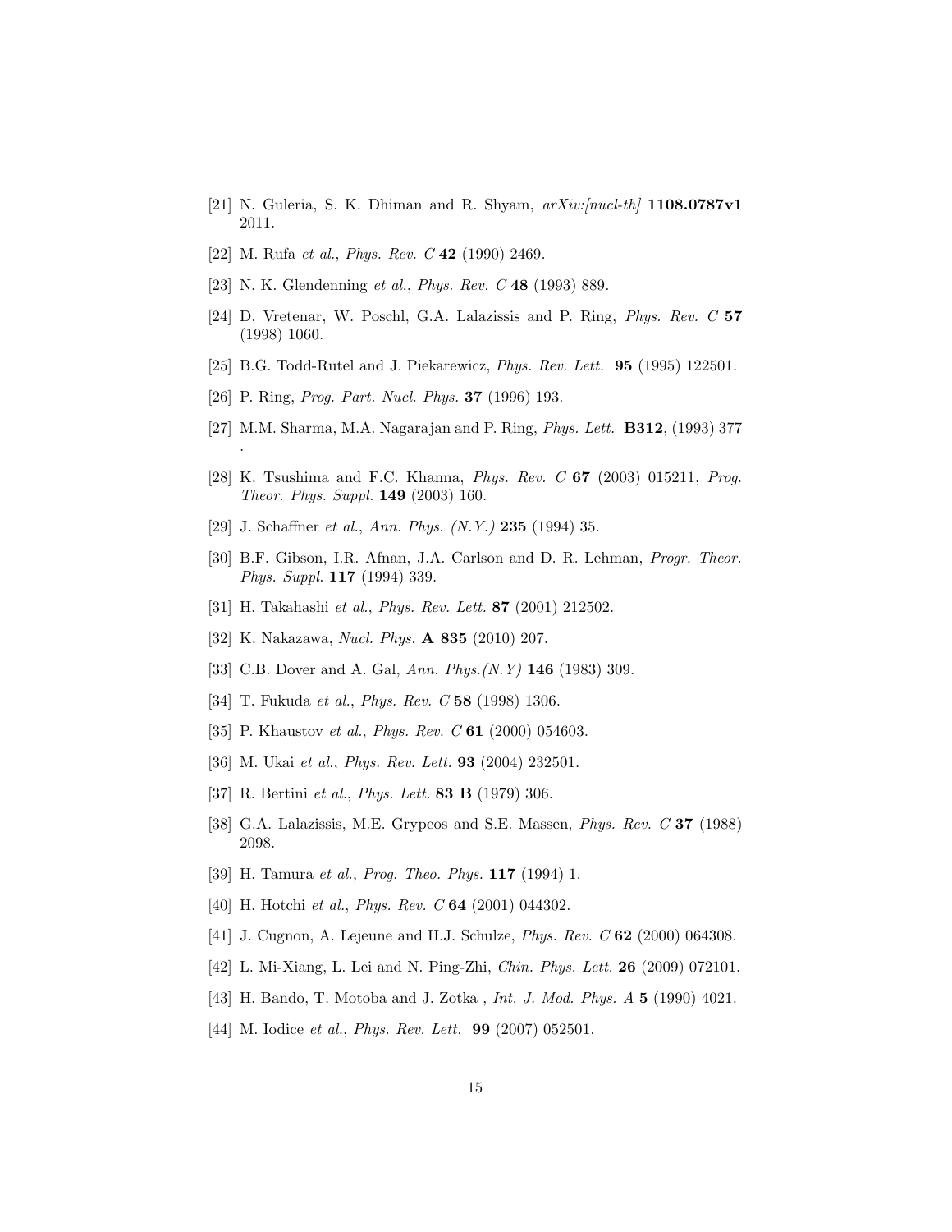[21] N. Guleria, S. K. Dhiman and R. Shyam, *arXiv:[nucl-th]* **1108.0787v1** 2011.

[22] M. Rufa *et al.*, *Phys. Rev. C* **42** (1990) 2469.

[23] N. K. Glendenning *et al.*, *Phys. Rev. C* **48** (1993) 889.

[24] D. Vretenar, W. Poschl, G.A. Lalazissis and P. Ring, *Phys. Rev. C* **57** (1998) 1060.

[25] B.G. Todd-Rutel and J. Piekarewicz, *Phys. Rev. Lett.* **95** (1995) 122501.

[26] P. Ring, *Prog. Part. Nucl. Phys.* **37** (1996) 193.

[27] M.M. Sharma, M.A. Nagarajan and P. Ring, *Phys. Lett.* **B312**, (1993) 377 .

[28] K. Tsushima and F.C. Khanna, *Phys. Rev. C* **67** (2003) 015211, *Prog. Theor. Phys. Suppl.* **149** (2003) 160.

[29] J. Schaffner *et al.*, *Ann. Phys. (N.Y.)* **235** (1994) 35.

[30] B.F. Gibson, I.R. Afnan, J.A. Carlson and D. R. Lehman, *Progr. Theor. Phys. Suppl.* **117** (1994) 339.

[31] H. Takahashi *et al.*, *Phys. Rev. Lett.* **87** (2001) 212502.

[32] K. Nakazawa, *Nucl. Phys.* **A 835** (2010) 207.

[33] C.B. Dover and A. Gal, *Ann. Phys.(N.Y)* **146** (1983) 309.

[34] T. Fukuda *et al.*, *Phys. Rev. C* **58** (1998) 1306.

[35] P. Khaustov *et al.*, *Phys. Rev. C* **61** (2000) 054603.

[36] M. Ukai *et al.*, *Phys. Rev. Lett.* **93** (2004) 232501.

[37] R. Bertini *et al.*, *Phys. Lett.* **83 B** (1979) 306.

[38] G.A. Lalazissis, M.E. Grypeos and S.E. Massen, *Phys. Rev. C* **37** (1988) 2098.

[39] H. Tamura *et al.*, *Prog. Theo. Phys.* **117** (1994) 1.

[40] H. Hotchi *et al.*, *Phys. Rev. C* **64** (2001) 044302.

[41] J. Cugnon, A. Lejeune and H.J. Schulze, *Phys. Rev. C* **62** (2000) 064308.

[42] L. Mi-Xiang, L. Lei and N. Ping-Zhi, *Chin. Phys. Lett.* **26** (2009) 072101.

[43] H. Bando, T. Motoba and J. Zotka , *Int. J. Mod. Phys. A* **5** (1990) 4021.

[44] M. Iodice *et al.*, *Phys. Rev. Lett.* **99** (2007) 052501.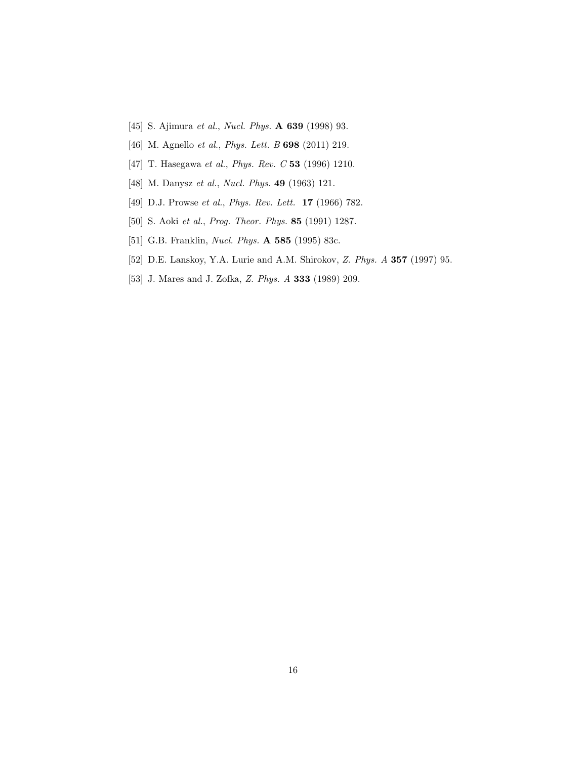[45] S. Ajimura *et al.*, *Nucl. Phys.* **A 639** (1998) 93.

[46] M. Agnello *et al.*, *Phys. Lett. B* **698** (2011) 219.

[47] T. Hasegawa *et al.*, *Phys. Rev. C* **53** (1996) 1210.

[48] M. Danysz *et al.*, *Nucl. Phys.* **49** (1963) 121.

[49] D.J. Prowse *et al.*, *Phys. Rev. Lett.* **17** (1966) 782.

[50] S. Aoki *et al.*, *Prog. Theor. Phys.* **85** (1991) 1287.

[51] G.B. Franklin, *Nucl. Phys.* **A 585** (1995) 83c.

[52] D.E. Lanskoy, Y.A. Lurie and A.M. Shirokov, *Z. Phys. A* **357** (1997) 95.

[53] J. Mares and J. Zofka, *Z. Phys. A* **333** (1989) 209.